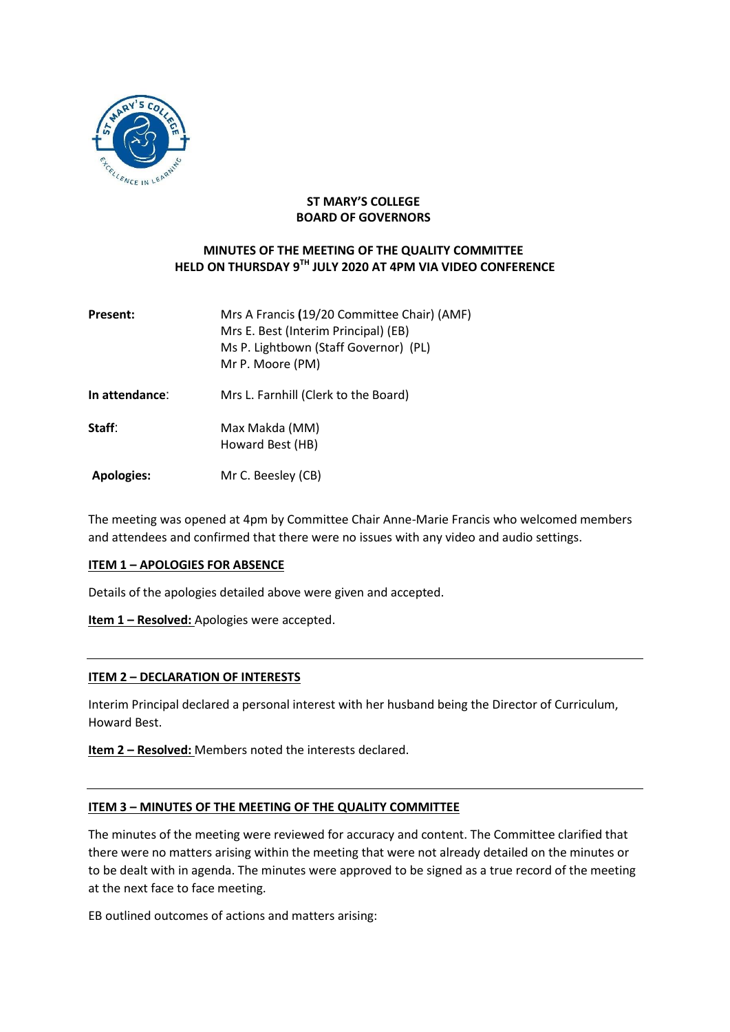**ST MARY'S COLLEGE**
**BOARD OF GOVERNORS**

**MINUTES OF THE MEETING OF THE QUALITY COMMITTEE**
**HELD ON THURSDAY 9TH JULY 2020 AT 4PM VIA VIDEO CONFERENCE**

| | |
|---|---|
| **Present:** | Mrs A Francis **(**19/20 Committee Chair) (AMF)<br>Mrs E. Best (Interim Principal) (EB)<br>Ms P. Lightbown (Staff Governor) (PL)<br>Mr P. Moore (PM) |
| **In attendance**: | Mrs L. Farnhill (Clerk to the Board) |
| **Staff**: | Max Makda (MM)<br>Howard Best (HB) |
| **Apologies:** | Mr C. Beesley (CB) |

The meeting was opened at 4pm by Committee Chair Anne-Marie Francis who welcomed members and attendees and confirmed that there were no issues with any video and audio settings.

**ITEM 1 – APOLOGIES FOR ABSENCE**

Details of the apologies detailed above were given and accepted.

**Item 1 – Resolved:** Apologies were accepted.

---

**ITEM 2 – DECLARATION OF INTERESTS**

Interim Principal declared a personal interest with her husband being the Director of Curriculum, Howard Best.

**Item 2 – Resolved:** Members noted the interests declared.

---

**ITEM 3 – MINUTES OF THE MEETING OF THE QUALITY COMMITTEE**

The minutes of the meeting were reviewed for accuracy and content. The Committee clarified that there were no matters arising within the meeting that were not already detailed on the minutes or to be dealt with in agenda. The minutes were approved to be signed as a true record of the meeting at the next face to face meeting.

EB outlined outcomes of actions and matters arising: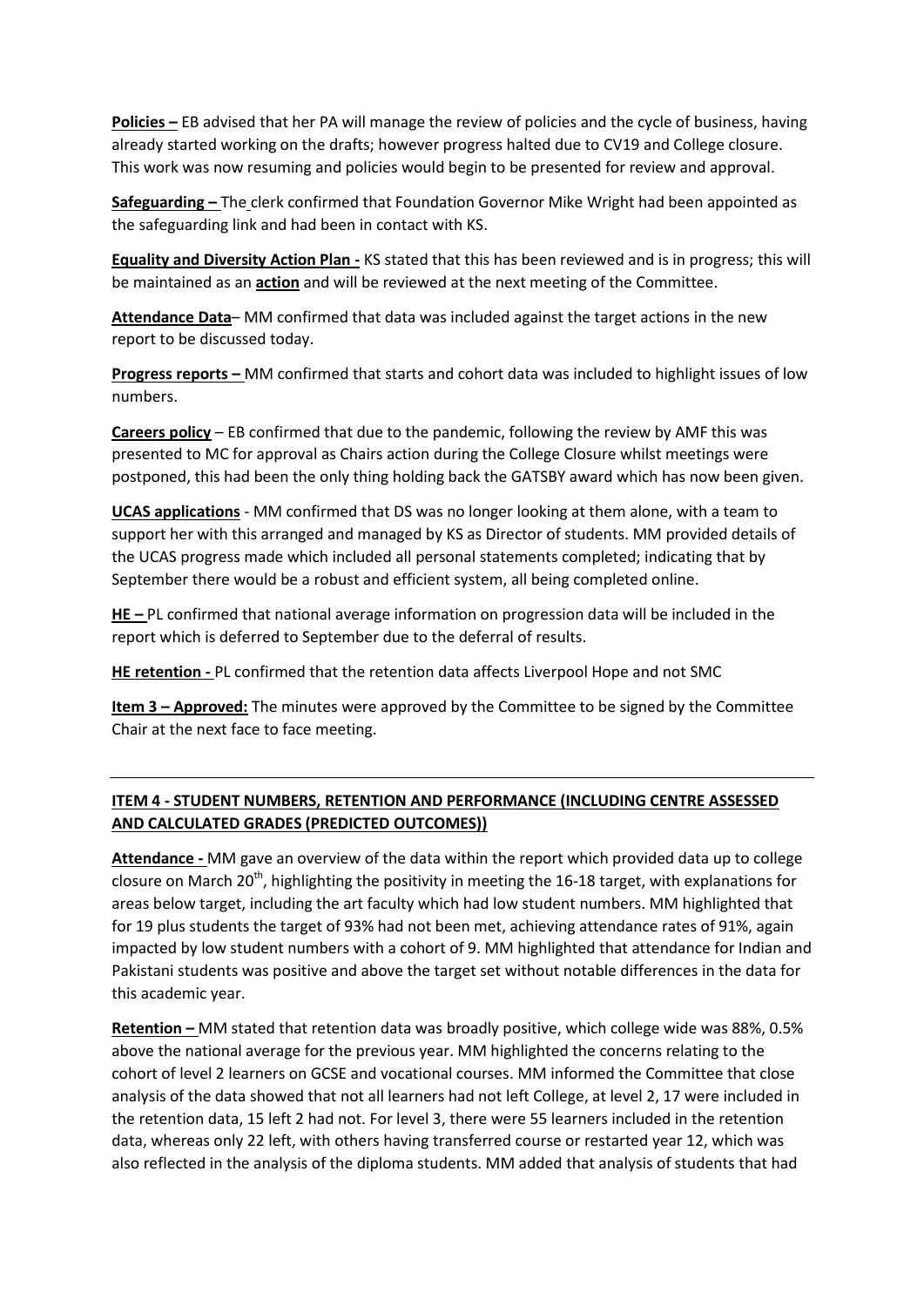**Policies –** EB advised that her PA will manage the review of policies and the cycle of business, having already started working on the drafts; however progress halted due to CV19 and College closure. This work was now resuming and policies would begin to be presented for review and approval.

**Safeguarding –** The clerk confirmed that Foundation Governor Mike Wright had been appointed as the safeguarding link and had been in contact with KS.

**Equality and Diversity Action Plan -** KS stated that this has been reviewed and is in progress; this will be maintained as an **action** and will be reviewed at the next meeting of the Committee.

**Attendance Data**– MM confirmed that data was included against the target actions in the new report to be discussed today.

**Progress reports –** MM confirmed that starts and cohort data was included to highlight issues of low numbers.

**Careers policy** – EB confirmed that due to the pandemic, following the review by AMF this was presented to MC for approval as Chairs action during the College Closure whilst meetings were postponed, this had been the only thing holding back the GATSBY award which has now been given.

**UCAS applications** - MM confirmed that DS was no longer looking at them alone, with a team to support her with this arranged and managed by KS as Director of students. MM provided details of the UCAS progress made which included all personal statements completed; indicating that by September there would be a robust and efficient system, all being completed online.

**HE –** PL confirmed that national average information on progression data will be included in the report which is deferred to September due to the deferral of results.

**HE retention -** PL confirmed that the retention data affects Liverpool Hope and not SMC

**Item 3 – Approved:** The minutes were approved by the Committee to be signed by the Committee Chair at the next face to face meeting.

---

**ITEM 4 - STUDENT NUMBERS, RETENTION AND PERFORMANCE (INCLUDING CENTRE ASSESSED AND CALCULATED GRADES (PREDICTED OUTCOMES))**

**Attendance -** MM gave an overview of the data within the report which provided data up to college closure on March 20th, highlighting the positivity in meeting the 16-18 target, with explanations for areas below target, including the art faculty which had low student numbers. MM highlighted that for 19 plus students the target of 93% had not been met, achieving attendance rates of 91%, again impacted by low student numbers with a cohort of 9. MM highlighted that attendance for Indian and Pakistani students was positive and above the target set without notable differences in the data for this academic year.

**Retention –** MM stated that retention data was broadly positive, which college wide was 88%, 0.5% above the national average for the previous year. MM highlighted the concerns relating to the cohort of level 2 learners on GCSE and vocational courses. MM informed the Committee that close analysis of the data showed that not all learners had not left College, at level 2, 17 were included in the retention data, 15 left 2 had not. For level 3, there were 55 learners included in the retention data, whereas only 22 left, with others having transferred course or restarted year 12, which was also reflected in the analysis of the diploma students. MM added that analysis of students that had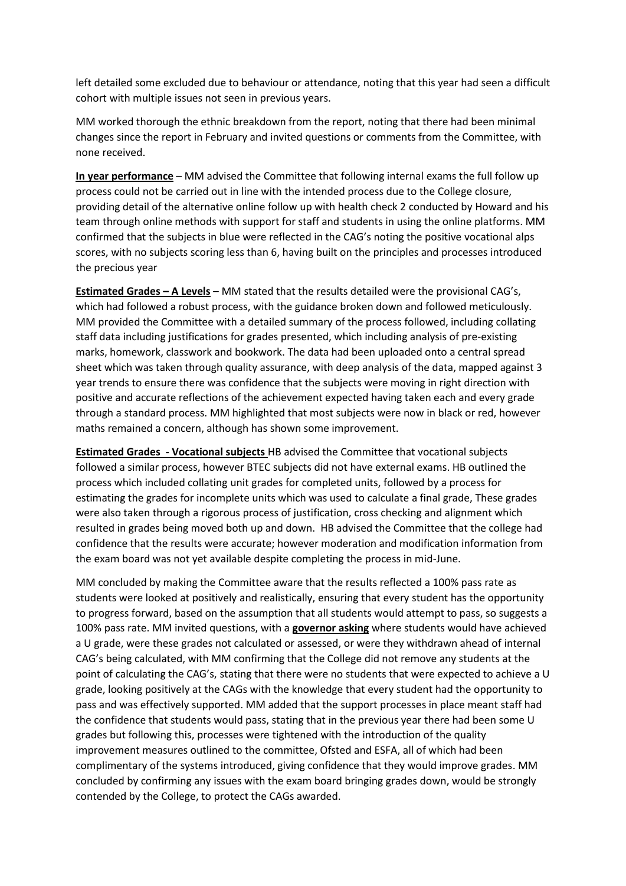left detailed some excluded due to behaviour or attendance, noting that this year had seen a difficult cohort with multiple issues not seen in previous years.

MM worked thorough the ethnic breakdown from the report, noting that there had been minimal changes since the report in February and invited questions or comments from the Committee, with none received.

**In year performance** – MM advised the Committee that following internal exams the full follow up process could not be carried out in line with the intended process due to the College closure, providing detail of the alternative online follow up with health check 2 conducted by Howard and his team through online methods with support for staff and students in using the online platforms. MM confirmed that the subjects in blue were reflected in the CAG's noting the positive vocational alps scores, with no subjects scoring less than 6, having built on the principles and processes introduced the precious year

**Estimated Grades – A Levels** – MM stated that the results detailed were the provisional CAG's, which had followed a robust process, with the guidance broken down and followed meticulously. MM provided the Committee with a detailed summary of the process followed, including collating staff data including justifications for grades presented, which including analysis of pre-existing marks, homework, classwork and bookwork. The data had been uploaded onto a central spread sheet which was taken through quality assurance, with deep analysis of the data, mapped against 3 year trends to ensure there was confidence that the subjects were moving in right direction with positive and accurate reflections of the achievement expected having taken each and every grade through a standard process. MM highlighted that most subjects were now in black or red, however maths remained a concern, although has shown some improvement.

**Estimated Grades - Vocational subjects** HB advised the Committee that vocational subjects followed a similar process, however BTEC subjects did not have external exams. HB outlined the process which included collating unit grades for completed units, followed by a process for estimating the grades for incomplete units which was used to calculate a final grade, These grades were also taken through a rigorous process of justification, cross checking and alignment which resulted in grades being moved both up and down. HB advised the Committee that the college had confidence that the results were accurate; however moderation and modification information from the exam board was not yet available despite completing the process in mid-June.

MM concluded by making the Committee aware that the results reflected a 100% pass rate as students were looked at positively and realistically, ensuring that every student has the opportunity to progress forward, based on the assumption that all students would attempt to pass, so suggests a 100% pass rate. MM invited questions, with a **governor asking** where students would have achieved a U grade, were these grades not calculated or assessed, or were they withdrawn ahead of internal CAG's being calculated, with MM confirming that the College did not remove any students at the point of calculating the CAG's, stating that there were no students that were expected to achieve a U grade, looking positively at the CAGs with the knowledge that every student had the opportunity to pass and was effectively supported. MM added that the support processes in place meant staff had the confidence that students would pass, stating that in the previous year there had been some U grades but following this, processes were tightened with the introduction of the quality improvement measures outlined to the committee, Ofsted and ESFA, all of which had been complimentary of the systems introduced, giving confidence that they would improve grades. MM concluded by confirming any issues with the exam board bringing grades down, would be strongly contended by the College, to protect the CAGs awarded.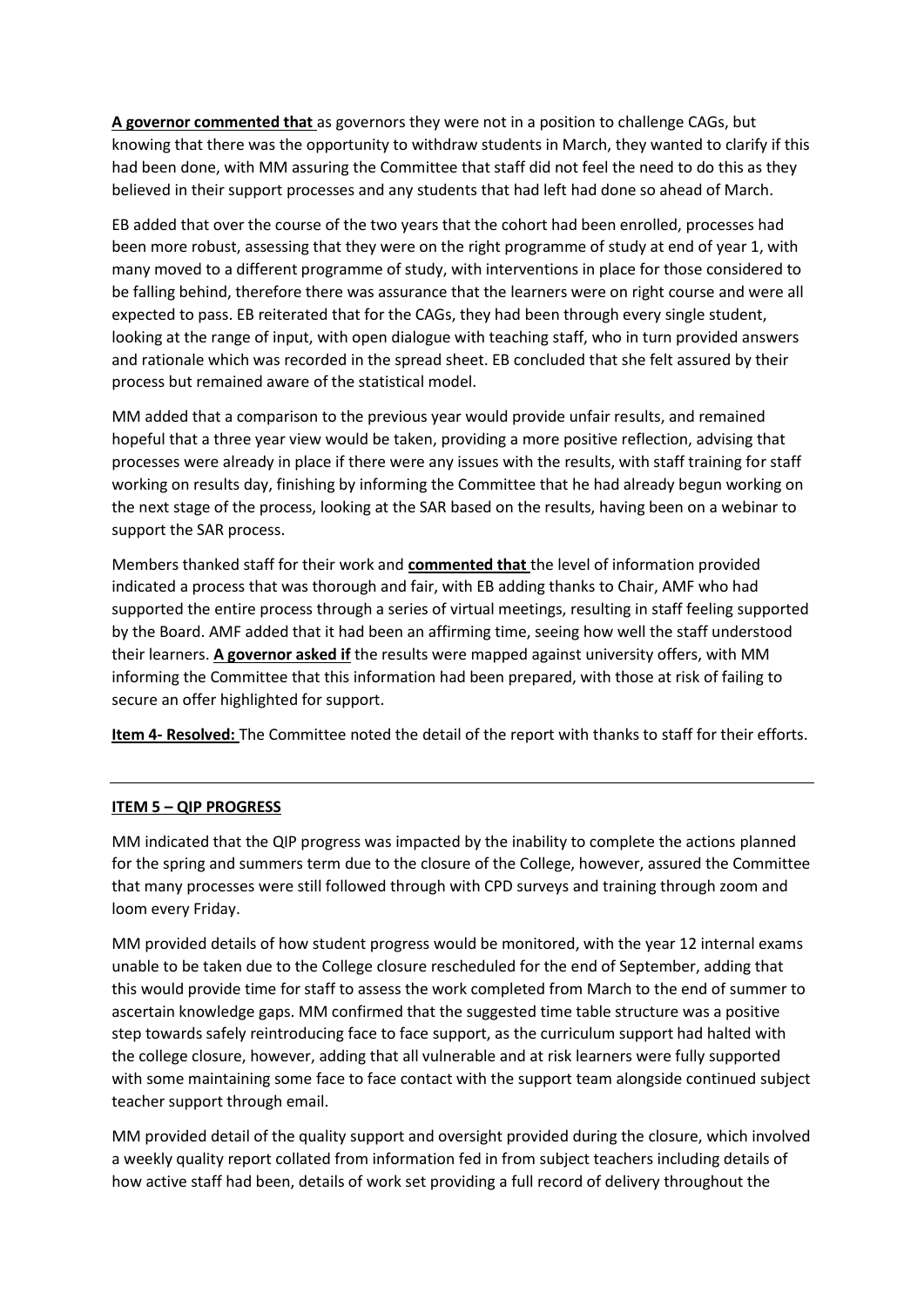**A governor commented that** as governors they were not in a position to challenge CAGs, but knowing that there was the opportunity to withdraw students in March, they wanted to clarify if this had been done, with MM assuring the Committee that staff did not feel the need to do this as they believed in their support processes and any students that had left had done so ahead of March.

EB added that over the course of the two years that the cohort had been enrolled, processes had been more robust, assessing that they were on the right programme of study at end of year 1, with many moved to a different programme of study, with interventions in place for those considered to be falling behind, therefore there was assurance that the learners were on right course and were all expected to pass. EB reiterated that for the CAGs, they had been through every single student, looking at the range of input, with open dialogue with teaching staff, who in turn provided answers and rationale which was recorded in the spread sheet. EB concluded that she felt assured by their process but remained aware of the statistical model.

MM added that a comparison to the previous year would provide unfair results, and remained hopeful that a three year view would be taken, providing a more positive reflection, advising that processes were already in place if there were any issues with the results, with staff training for staff working on results day, finishing by informing the Committee that he had already begun working on the next stage of the process, looking at the SAR based on the results, having been on a webinar to support the SAR process.

Members thanked staff for their work and **commented that** the level of information provided indicated a process that was thorough and fair, with EB adding thanks to Chair, AMF who had supported the entire process through a series of virtual meetings, resulting in staff feeling supported by the Board. AMF added that it had been an affirming time, seeing how well the staff understood their learners. **A governor asked if** the results were mapped against university offers, with MM informing the Committee that this information had been prepared, with those at risk of failing to secure an offer highlighted for support.

**Item 4- Resolved:** The Committee noted the detail of the report with thanks to staff for their efforts.

---

**ITEM 5 – QIP PROGRESS**

MM indicated that the QIP progress was impacted by the inability to complete the actions planned for the spring and summers term due to the closure of the College, however, assured the Committee that many processes were still followed through with CPD surveys and training through zoom and loom every Friday.

MM provided details of how student progress would be monitored, with the year 12 internal exams unable to be taken due to the College closure rescheduled for the end of September, adding that this would provide time for staff to assess the work completed from March to the end of summer to ascertain knowledge gaps. MM confirmed that the suggested time table structure was a positive step towards safely reintroducing face to face support, as the curriculum support had halted with the college closure, however, adding that all vulnerable and at risk learners were fully supported with some maintaining some face to face contact with the support team alongside continued subject teacher support through email.

MM provided detail of the quality support and oversight provided during the closure, which involved a weekly quality report collated from information fed in from subject teachers including details of how active staff had been, details of work set providing a full record of delivery throughout the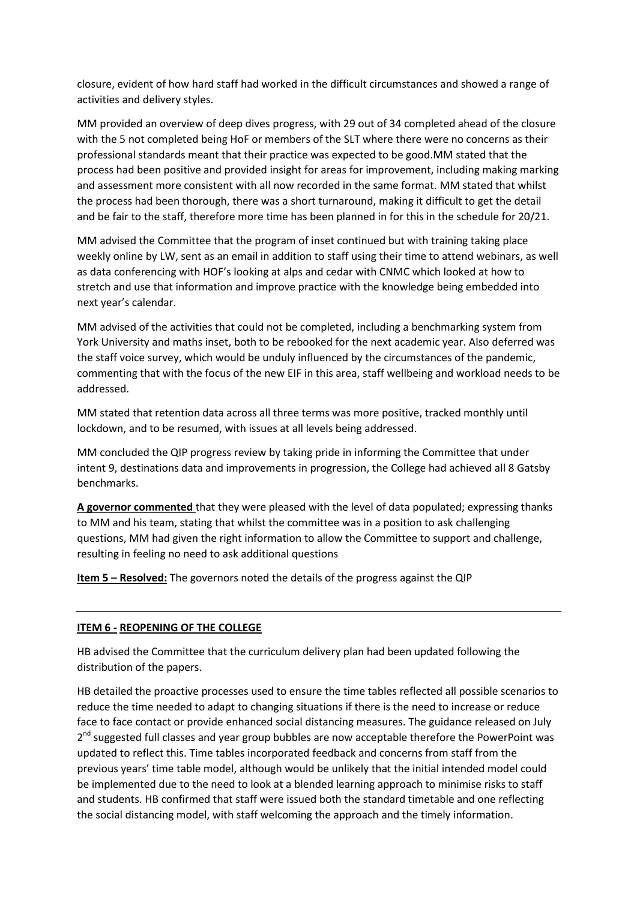closure, evident of how hard staff had worked in the difficult circumstances and showed a range of activities and delivery styles.

MM provided an overview of deep dives progress, with 29 out of 34 completed ahead of the closure with the 5 not completed being HoF or members of the SLT where there were no concerns as their professional standards meant that their practice was expected to be good.MM stated that the process had been positive and provided insight for areas for improvement, including making marking and assessment more consistent with all now recorded in the same format. MM stated that whilst the process had been thorough, there was a short turnaround, making it difficult to get the detail and be fair to the staff, therefore more time has been planned in for this in the schedule for 20/21.

MM advised the Committee that the program of inset continued but with training taking place weekly online by LW, sent as an email in addition to staff using their time to attend webinars, as well as data conferencing with HOF's looking at alps and cedar with CNMC which looked at how to stretch and use that information and improve practice with the knowledge being embedded into next year's calendar.

MM advised of the activities that could not be completed, including a benchmarking system from York University and maths inset, both to be rebooked for the next academic year. Also deferred was the staff voice survey, which would be unduly influenced by the circumstances of the pandemic, commenting that with the focus of the new EIF in this area, staff wellbeing and workload needs to be addressed.

MM stated that retention data across all three terms was more positive, tracked monthly until lockdown, and to be resumed, with issues at all levels being addressed.

MM concluded the QIP progress review by taking pride in informing the Committee that under intent 9, destinations data and improvements in progression, the College had achieved all 8 Gatsby benchmarks.

**A governor commented** that they were pleased with the level of data populated; expressing thanks to MM and his team, stating that whilst the committee was in a position to ask challenging questions, MM had given the right information to allow the Committee to support and challenge, resulting in feeling no need to ask additional questions

**Item 5 – Resolved:** The governors noted the details of the progress against the QIP

---

**ITEM 6 - REOPENING OF THE COLLEGE**

HB advised the Committee that the curriculum delivery plan had been updated following the distribution of the papers.

HB detailed the proactive processes used to ensure the time tables reflected all possible scenarios to reduce the time needed to adapt to changing situations if there is the need to increase or reduce face to face contact or provide enhanced social distancing measures. The guidance released on July 2nd suggested full classes and year group bubbles are now acceptable therefore the PowerPoint was updated to reflect this. Time tables incorporated feedback and concerns from staff from the previous years' time table model, although would be unlikely that the initial intended model could be implemented due to the need to look at a blended learning approach to minimise risks to staff and students. HB confirmed that staff were issued both the standard timetable and one reflecting the social distancing model, with staff welcoming the approach and the timely information.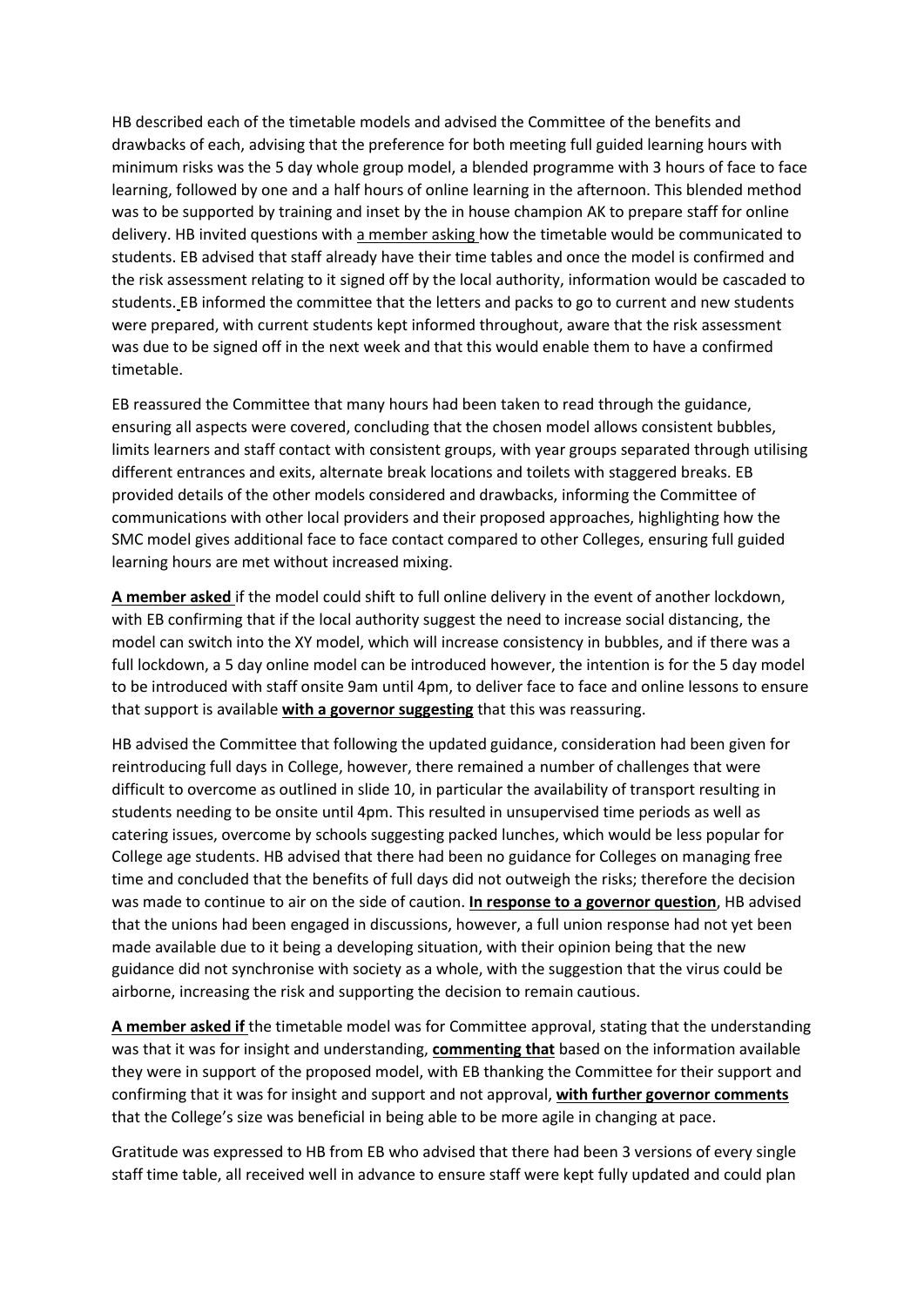HB described each of the timetable models and advised the Committee of the benefits and drawbacks of each, advising that the preference for both meeting full guided learning hours with minimum risks was the 5 day whole group model, a blended programme with 3 hours of face to face learning, followed by one and a half hours of online learning in the afternoon. This blended method was to be supported by training and inset by the in house champion AK to prepare staff for online delivery. HB invited questions with a member asking how the timetable would be communicated to students. EB advised that staff already have their time tables and once the model is confirmed and the risk assessment relating to it signed off by the local authority, information would be cascaded to students. EB informed the committee that the letters and packs to go to current and new students were prepared, with current students kept informed throughout, aware that the risk assessment was due to be signed off in the next week and that this would enable them to have a confirmed timetable.

EB reassured the Committee that many hours had been taken to read through the guidance, ensuring all aspects were covered, concluding that the chosen model allows consistent bubbles, limits learners and staff contact with consistent groups, with year groups separated through utilising different entrances and exits, alternate break locations and toilets with staggered breaks. EB provided details of the other models considered and drawbacks, informing the Committee of communications with other local providers and their proposed approaches, highlighting how the SMC model gives additional face to face contact compared to other Colleges, ensuring full guided learning hours are met without increased mixing.

**A member asked** if the model could shift to full online delivery in the event of another lockdown, with EB confirming that if the local authority suggest the need to increase social distancing, the model can switch into the XY model, which will increase consistency in bubbles, and if there was a full lockdown, a 5 day online model can be introduced however, the intention is for the 5 day model to be introduced with staff onsite 9am until 4pm, to deliver face to face and online lessons to ensure that support is available **with a governor suggesting** that this was reassuring.

HB advised the Committee that following the updated guidance, consideration had been given for reintroducing full days in College, however, there remained a number of challenges that were difficult to overcome as outlined in slide 10, in particular the availability of transport resulting in students needing to be onsite until 4pm. This resulted in unsupervised time periods as well as catering issues, overcome by schools suggesting packed lunches, which would be less popular for College age students. HB advised that there had been no guidance for Colleges on managing free time and concluded that the benefits of full days did not outweigh the risks; therefore the decision was made to continue to air on the side of caution. **In response to a governor question**, HB advised that the unions had been engaged in discussions, however, a full union response had not yet been made available due to it being a developing situation, with their opinion being that the new guidance did not synchronise with society as a whole, with the suggestion that the virus could be airborne, increasing the risk and supporting the decision to remain cautious.

**A member asked if** the timetable model was for Committee approval, stating that the understanding was that it was for insight and understanding, **commenting that** based on the information available they were in support of the proposed model, with EB thanking the Committee for their support and confirming that it was for insight and support and not approval, **with further governor comments** that the College's size was beneficial in being able to be more agile in changing at pace.

Gratitude was expressed to HB from EB who advised that there had been 3 versions of every single staff time table, all received well in advance to ensure staff were kept fully updated and could plan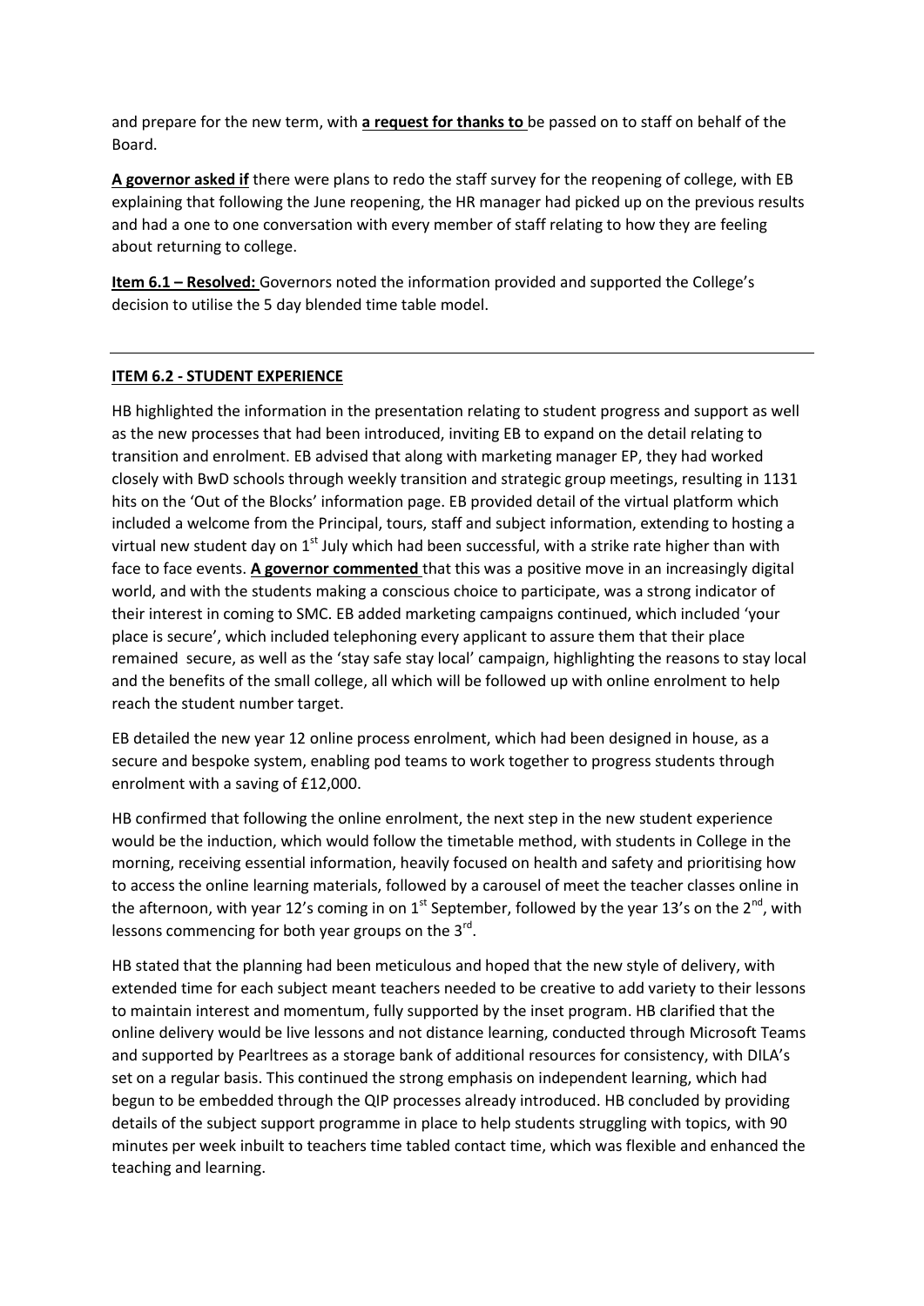and prepare for the new term, with **a request for thanks to** be passed on to staff on behalf of the Board.

**A governor asked if** there were plans to redo the staff survey for the reopening of college, with EB explaining that following the June reopening, the HR manager had picked up on the previous results and had a one to one conversation with every member of staff relating to how they are feeling about returning to college.

**Item 6.1 – Resolved:** Governors noted the information provided and supported the College's decision to utilise the 5 day blended time table model.

---

**ITEM 6.2 - STUDENT EXPERIENCE**

HB highlighted the information in the presentation relating to student progress and support as well as the new processes that had been introduced, inviting EB to expand on the detail relating to transition and enrolment. EB advised that along with marketing manager EP, they had worked closely with BwD schools through weekly transition and strategic group meetings, resulting in 1131 hits on the 'Out of the Blocks' information page. EB provided detail of the virtual platform which included a welcome from the Principal, tours, staff and subject information, extending to hosting a virtual new student day on 1st July which had been successful, with a strike rate higher than with face to face events. **A governor commented** that this was a positive move in an increasingly digital world, and with the students making a conscious choice to participate, was a strong indicator of their interest in coming to SMC. EB added marketing campaigns continued, which included 'your place is secure', which included telephoning every applicant to assure them that their place remained secure, as well as the 'stay safe stay local' campaign, highlighting the reasons to stay local and the benefits of the small college, all which will be followed up with online enrolment to help reach the student number target.

EB detailed the new year 12 online process enrolment, which had been designed in house, as a secure and bespoke system, enabling pod teams to work together to progress students through enrolment with a saving of £12,000.

HB confirmed that following the online enrolment, the next step in the new student experience would be the induction, which would follow the timetable method, with students in College in the morning, receiving essential information, heavily focused on health and safety and prioritising how to access the online learning materials, followed by a carousel of meet the teacher classes online in the afternoon, with year 12's coming in on 1st September, followed by the year 13's on the 2nd, with lessons commencing for both year groups on the 3rd.

HB stated that the planning had been meticulous and hoped that the new style of delivery, with extended time for each subject meant teachers needed to be creative to add variety to their lessons to maintain interest and momentum, fully supported by the inset program. HB clarified that the online delivery would be live lessons and not distance learning, conducted through Microsoft Teams and supported by Pearltrees as a storage bank of additional resources for consistency, with DILA's set on a regular basis. This continued the strong emphasis on independent learning, which had begun to be embedded through the QIP processes already introduced. HB concluded by providing details of the subject support programme in place to help students struggling with topics, with 90 minutes per week inbuilt to teachers time tabled contact time, which was flexible and enhanced the teaching and learning.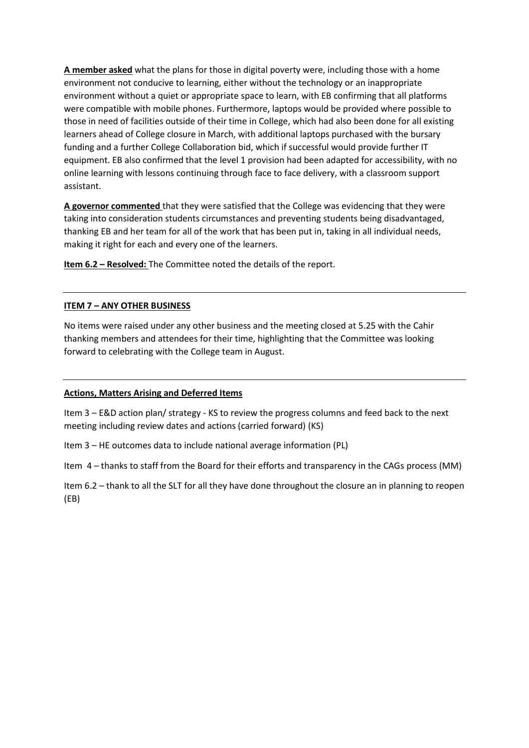**A member asked** what the plans for those in digital poverty were, including those with a home environment not conducive to learning, either without the technology or an inappropriate environment without a quiet or appropriate space to learn, with EB confirming that all platforms were compatible with mobile phones. Furthermore, laptops would be provided where possible to those in need of facilities outside of their time in College, which had also been done for all existing learners ahead of College closure in March, with additional laptops purchased with the bursary funding and a further College Collaboration bid, which if successful would provide further IT equipment. EB also confirmed that the level 1 provision had been adapted for accessibility, with no online learning with lessons continuing through face to face delivery, with a classroom support assistant.

**A governor commented** that they were satisfied that the College was evidencing that they were taking into consideration students circumstances and preventing students being disadvantaged, thanking EB and her team for all of the work that has been put in, taking in all individual needs, making it right for each and every one of the learners.

**Item 6.2 – Resolved:** The Committee noted the details of the report.

---

**ITEM 7 – ANY OTHER BUSINESS**

No items were raised under any other business and the meeting closed at 5.25 with the Cahir thanking members and attendees for their time, highlighting that the Committee was looking forward to celebrating with the College team in August.

---

**Actions, Matters Arising and Deferred Items**

Item 3 – E&D action plan/ strategy - KS to review the progress columns and feed back to the next meeting including review dates and actions (carried forward) (KS)

Item 3 – HE outcomes data to include national average information (PL)

Item 4 – thanks to staff from the Board for their efforts and transparency in the CAGs process (MM)

Item 6.2 – thank to all the SLT for all they have done throughout the closure an in planning to reopen (EB)